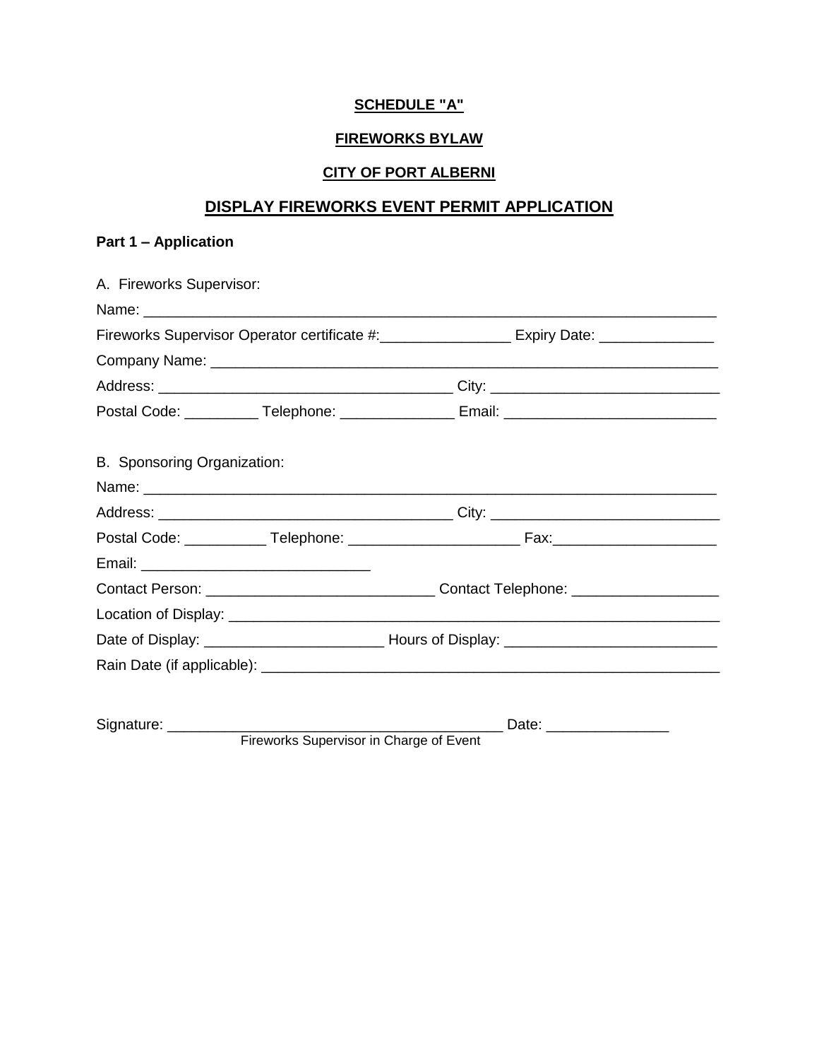**SCHEDULE "A"**

**FIREWORKS BYLAW**

**CITY OF PORT ALBERNI**

## DISPLAY FIREWORKS EVENT PERMIT APPLICATION

**Part 1 – Application**

A. Fireworks Supervisor:

Name: ___________________________________________________________________________

Fireworks Supervisor Operator certificate #:________________ Expiry Date: ______________

Company Name: ___________________________________________________________________

Address: ____________________________________ City: ____________________________

Postal Code: _________ Telephone: ______________ Email: _________________________

B. Sponsoring Organization:

Name: ___________________________________________________________________________

Address: ____________________________________ City: ____________________________

Postal Code: __________ Telephone: _____________________ Fax:____________________

Email: ____________________________

Contact Person: ____________________________ Contact Telephone: __________________

Location of Display: _______________________________________________________________

Date of Display: ______________________ Hours of Display: _________________________

Rain Date (if applicable): ___________________________________________________________

Signature: __________________________________________ Date: _______________
Fireworks Supervisor in Charge of Event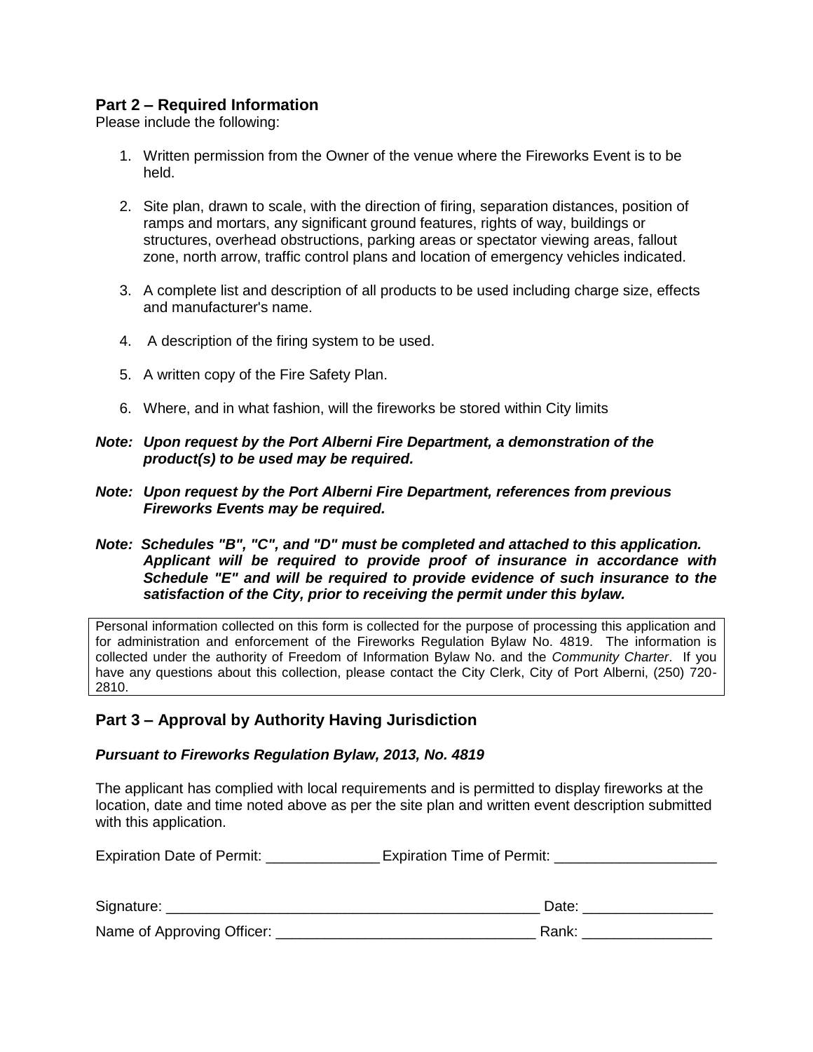## Part 2 – Required Information

Please include the following:

1. Written permission from the Owner of the venue where the Fireworks Event is to be held.

2. Site plan, drawn to scale, with the direction of firing, separation distances, position of ramps and mortars, any significant ground features, rights of way, buildings or structures, overhead obstructions, parking areas or spectator viewing areas, fallout zone, north arrow, traffic control plans and location of emergency vehicles indicated.

3. A complete list and description of all products to be used including charge size, effects and manufacturer's name.

4. A description of the firing system to be used.

5. A written copy of the Fire Safety Plan.

6. Where, and in what fashion, will the fireworks be stored within City limits

***Note: Upon request by the Port Alberni Fire Department, a demonstration of the product(s) to be used may be required.***

***Note: Upon request by the Port Alberni Fire Department, references from previous Fireworks Events may be required.***

***Note: Schedules "B", "C", and "D" must be completed and attached to this application. Applicant will be required to provide proof of insurance in accordance with Schedule "E" and will be required to provide evidence of such insurance to the satisfaction of the City, prior to receiving the permit under this bylaw.***

Personal information collected on this form is collected for the purpose of processing this application and for administration and enforcement of the Fireworks Regulation Bylaw No. 4819. The information is collected under the authority of Freedom of Information Bylaw No. and the *Community Charter*. If you have any questions about this collection, please contact the City Clerk, City of Port Alberni, (250) 720-2810.

## Part 3 – Approval by Authority Having Jurisdiction

***Pursuant to Fireworks Regulation Bylaw, 2013, No. 4819***

The applicant has complied with local requirements and is permitted to display fireworks at the location, date and time noted above as per the site plan and written event description submitted with this application.

Expiration Date of Permit: ______________ Expiration Time of Permit: ____________________

Signature: ________________________________________________ Date: ________________

Name of Approving Officer: ________________________________ Rank: ________________